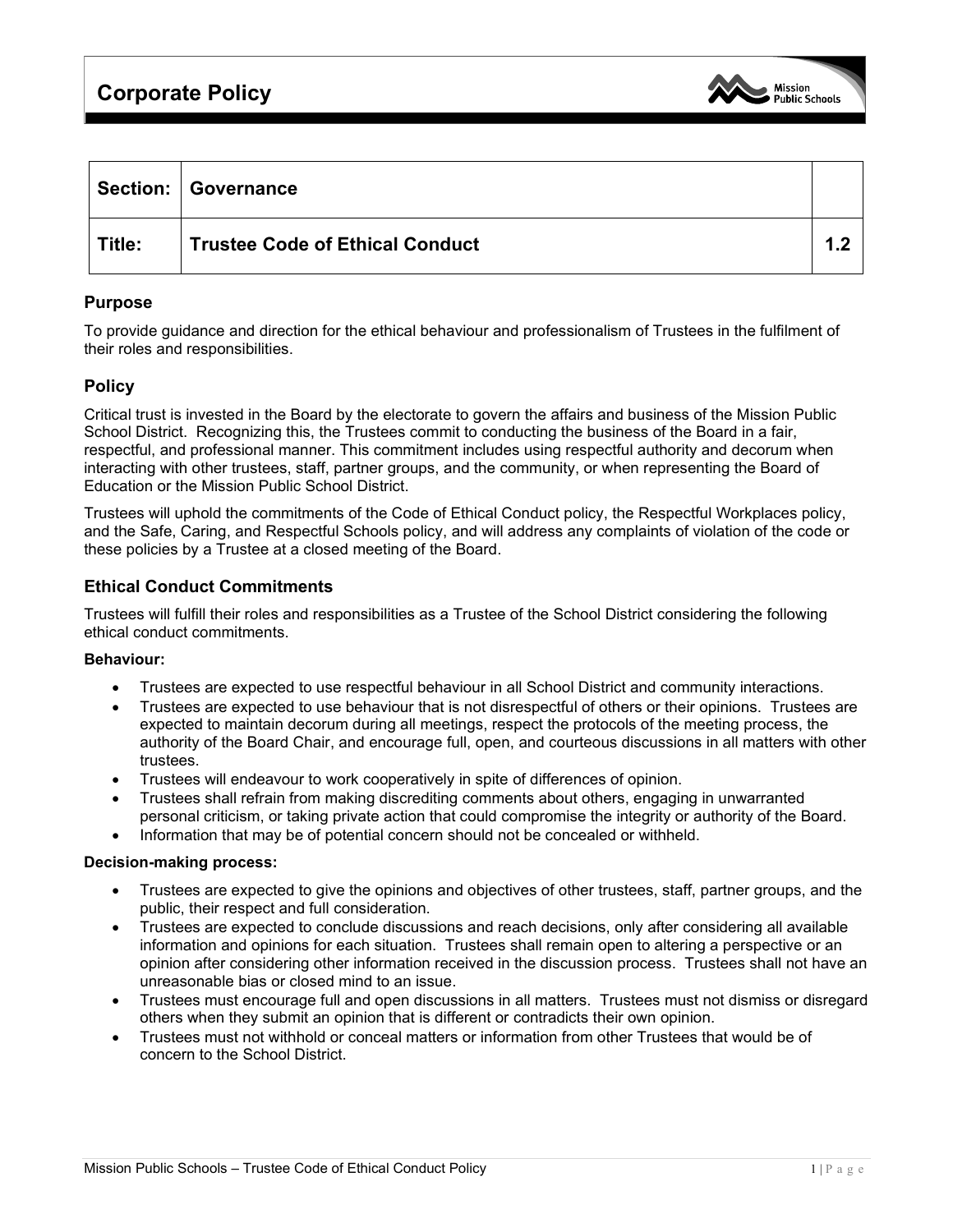# Corporate Policy

| Section: | Governance | |
|---|---|---|
| Title: | Trustee Code of Ethical Conduct | 1.2 |

## Purpose

To provide guidance and direction for the ethical behaviour and professionalism of Trustees in the fulfilment of their roles and responsibilities.

## Policy

Critical trust is invested in the Board by the electorate to govern the affairs and business of the Mission Public School District. Recognizing this, the Trustees commit to conducting the business of the Board in a fair, respectful, and professional manner. This commitment includes using respectful authority and decorum when interacting with other trustees, staff, partner groups, and the community, or when representing the Board of Education or the Mission Public School District.

Trustees will uphold the commitments of the Code of Ethical Conduct policy, the Respectful Workplaces policy, and the Safe, Caring, and Respectful Schools policy, and will address any complaints of violation of the code or these policies by a Trustee at a closed meeting of the Board.

## Ethical Conduct Commitments

Trustees will fulfill their roles and responsibilities as a Trustee of the School District considering the following ethical conduct commitments.

**Behaviour:**

- Trustees are expected to use respectful behaviour in all School District and community interactions.
- Trustees are expected to use behaviour that is not disrespectful of others or their opinions. Trustees are expected to maintain decorum during all meetings, respect the protocols of the meeting process, the authority of the Board Chair, and encourage full, open, and courteous discussions in all matters with other trustees.
- Trustees will endeavour to work cooperatively in spite of differences of opinion.
- Trustees shall refrain from making discrediting comments about others, engaging in unwarranted personal criticism, or taking private action that could compromise the integrity or authority of the Board.
- Information that may be of potential concern should not be concealed or withheld.

**Decision-making process:**

- Trustees are expected to give the opinions and objectives of other trustees, staff, partner groups, and the public, their respect and full consideration.
- Trustees are expected to conclude discussions and reach decisions, only after considering all available information and opinions for each situation. Trustees shall remain open to altering a perspective or an opinion after considering other information received in the discussion process. Trustees shall not have an unreasonable bias or closed mind to an issue.
- Trustees must encourage full and open discussions in all matters. Trustees must not dismiss or disregard others when they submit an opinion that is different or contradicts their own opinion.
- Trustees must not withhold or conceal matters or information from other Trustees that would be of concern to the School District.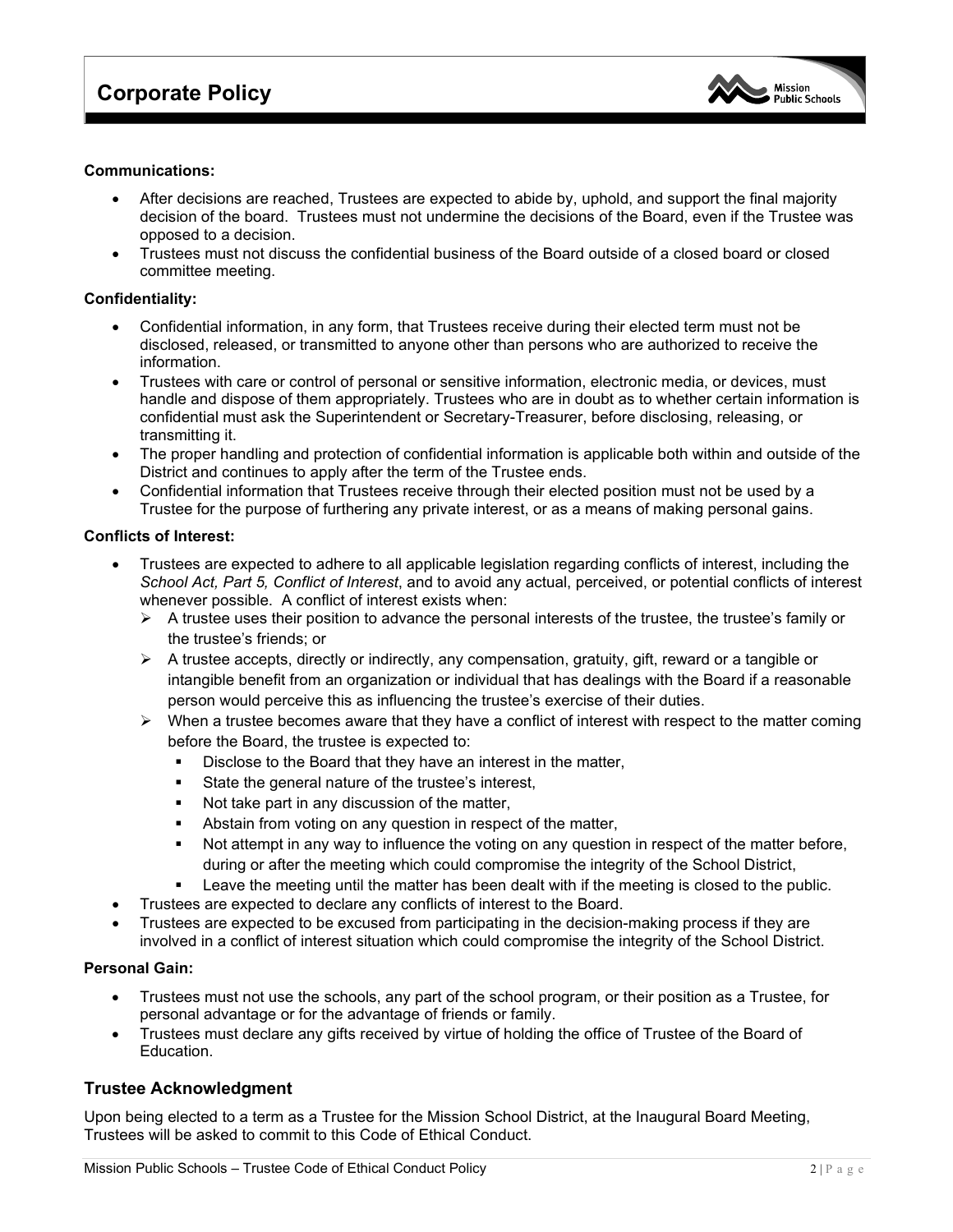**Communications:**

- After decisions are reached, Trustees are expected to abide by, uphold, and support the final majority decision of the board. Trustees must not undermine the decisions of the Board, even if the Trustee was opposed to a decision.
- Trustees must not discuss the confidential business of the Board outside of a closed board or closed committee meeting.

**Confidentiality:**

- Confidential information, in any form, that Trustees receive during their elected term must not be disclosed, released, or transmitted to anyone other than persons who are authorized to receive the information.
- Trustees with care or control of personal or sensitive information, electronic media, or devices, must handle and dispose of them appropriately. Trustees who are in doubt as to whether certain information is confidential must ask the Superintendent or Secretary-Treasurer, before disclosing, releasing, or transmitting it.
- The proper handling and protection of confidential information is applicable both within and outside of the District and continues to apply after the term of the Trustee ends.
- Confidential information that Trustees receive through their elected position must not be used by a Trustee for the purpose of furthering any private interest, or as a means of making personal gains.

**Conflicts of Interest:**

- Trustees are expected to adhere to all applicable legislation regarding conflicts of interest, including the *School Act, Part 5, Conflict of Interest*, and to avoid any actual, perceived, or potential conflicts of interest whenever possible. A conflict of interest exists when:
  - A trustee uses their position to advance the personal interests of the trustee, the trustee's family or the trustee's friends; or
  - A trustee accepts, directly or indirectly, any compensation, gratuity, gift, reward or a tangible or intangible benefit from an organization or individual that has dealings with the Board if a reasonable person would perceive this as influencing the trustee's exercise of their duties.
  - When a trustee becomes aware that they have a conflict of interest with respect to the matter coming before the Board, the trustee is expected to:
    - Disclose to the Board that they have an interest in the matter,
    - State the general nature of the trustee's interest,
    - Not take part in any discussion of the matter,
    - Abstain from voting on any question in respect of the matter,
    - Not attempt in any way to influence the voting on any question in respect of the matter before, during or after the meeting which could compromise the integrity of the School District,
    - Leave the meeting until the matter has been dealt with if the meeting is closed to the public.
- Trustees are expected to declare any conflicts of interest to the Board.
- Trustees are expected to be excused from participating in the decision-making process if they are involved in a conflict of interest situation which could compromise the integrity of the School District.

**Personal Gain:**

- Trustees must not use the schools, any part of the school program, or their position as a Trustee, for personal advantage or for the advantage of friends or family.
- Trustees must declare any gifts received by virtue of holding the office of Trustee of the Board of Education.

## Trustee Acknowledgment

Upon being elected to a term as a Trustee for the Mission School District, at the Inaugural Board Meeting, Trustees will be asked to commit to this Code of Ethical Conduct.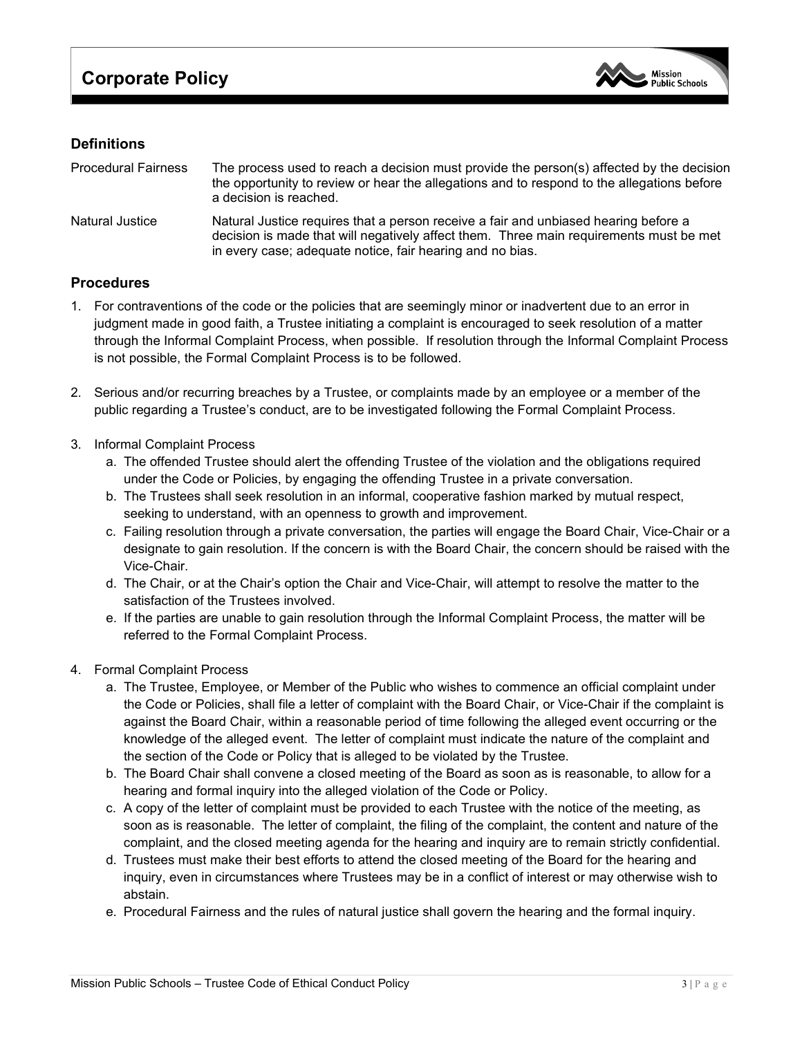## Definitions

| | |
|---|---|
| Procedural Fairness | The process used to reach a decision must provide the person(s) affected by the decision the opportunity to review or hear the allegations and to respond to the allegations before a decision is reached. |
| Natural Justice | Natural Justice requires that a person receive a fair and unbiased hearing before a decision is made that will negatively affect them. Three main requirements must be met in every case; adequate notice, fair hearing and no bias. |

## Procedures

1. For contraventions of the code or the policies that are seemingly minor or inadvertent due to an error in judgment made in good faith, a Trustee initiating a complaint is encouraged to seek resolution of a matter through the Informal Complaint Process, when possible. If resolution through the Informal Complaint Process is not possible, the Formal Complaint Process is to be followed.

2. Serious and/or recurring breaches by a Trustee, or complaints made by an employee or a member of the public regarding a Trustee's conduct, are to be investigated following the Formal Complaint Process.

3. Informal Complaint Process
   a. The offended Trustee should alert the offending Trustee of the violation and the obligations required under the Code or Policies, by engaging the offending Trustee in a private conversation.
   b. The Trustees shall seek resolution in an informal, cooperative fashion marked by mutual respect, seeking to understand, with an openness to growth and improvement.
   c. Failing resolution through a private conversation, the parties will engage the Board Chair, Vice-Chair or a designate to gain resolution. If the concern is with the Board Chair, the concern should be raised with the Vice-Chair.
   d. The Chair, or at the Chair's option the Chair and Vice-Chair, will attempt to resolve the matter to the satisfaction of the Trustees involved.
   e. If the parties are unable to gain resolution through the Informal Complaint Process, the matter will be referred to the Formal Complaint Process.

4. Formal Complaint Process
   a. The Trustee, Employee, or Member of the Public who wishes to commence an official complaint under the Code or Policies, shall file a letter of complaint with the Board Chair, or Vice-Chair if the complaint is against the Board Chair, within a reasonable period of time following the alleged event occurring or the knowledge of the alleged event. The letter of complaint must indicate the nature of the complaint and the section of the Code or Policy that is alleged to be violated by the Trustee.
   b. The Board Chair shall convene a closed meeting of the Board as soon as is reasonable, to allow for a hearing and formal inquiry into the alleged violation of the Code or Policy.
   c. A copy of the letter of complaint must be provided to each Trustee with the notice of the meeting, as soon as is reasonable. The letter of complaint, the filing of the complaint, the content and nature of the complaint, and the closed meeting agenda for the hearing and inquiry are to remain strictly confidential.
   d. Trustees must make their best efforts to attend the closed meeting of the Board for the hearing and inquiry, even in circumstances where Trustees may be in a conflict of interest or may otherwise wish to abstain.
   e. Procedural Fairness and the rules of natural justice shall govern the hearing and the formal inquiry.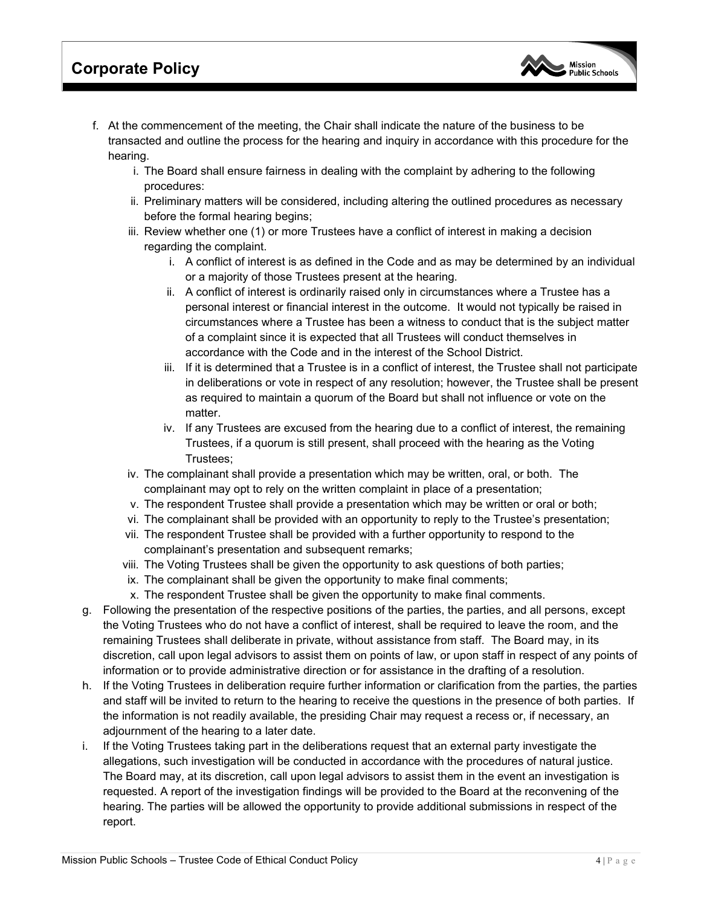f. At the commencement of the meeting, the Chair shall indicate the nature of the business to be transacted and outline the process for the hearing and inquiry in accordance with this procedure for the hearing.
   i. The Board shall ensure fairness in dealing with the complaint by adhering to the following procedures:
   ii. Preliminary matters will be considered, including altering the outlined procedures as necessary before the formal hearing begins;
   iii. Review whether one (1) or more Trustees have a conflict of interest in making a decision regarding the complaint.
      i. A conflict of interest is as defined in the Code and as may be determined by an individual or a majority of those Trustees present at the hearing.
      ii. A conflict of interest is ordinarily raised only in circumstances where a Trustee has a personal interest or financial interest in the outcome. It would not typically be raised in circumstances where a Trustee has been a witness to conduct that is the subject matter of a complaint since it is expected that all Trustees will conduct themselves in accordance with the Code and in the interest of the School District.
      iii. If it is determined that a Trustee is in a conflict of interest, the Trustee shall not participate in deliberations or vote in respect of any resolution; however, the Trustee shall be present as required to maintain a quorum of the Board but shall not influence or vote on the matter.
      iv. If any Trustees are excused from the hearing due to a conflict of interest, the remaining Trustees, if a quorum is still present, shall proceed with the hearing as the Voting Trustees;
   iv. The complainant shall provide a presentation which may be written, oral, or both. The complainant may opt to rely on the written complaint in place of a presentation;
   v. The respondent Trustee shall provide a presentation which may be written or oral or both;
   vi. The complainant shall be provided with an opportunity to reply to the Trustee's presentation;
   vii. The respondent Trustee shall be provided with a further opportunity to respond to the complainant's presentation and subsequent remarks;
   viii. The Voting Trustees shall be given the opportunity to ask questions of both parties;
   ix. The complainant shall be given the opportunity to make final comments;
   x. The respondent Trustee shall be given the opportunity to make final comments.

g. Following the presentation of the respective positions of the parties, the parties, and all persons, except the Voting Trustees who do not have a conflict of interest, shall be required to leave the room, and the remaining Trustees shall deliberate in private, without assistance from staff. The Board may, in its discretion, call upon legal advisors to assist them on points of law, or upon staff in respect of any points of information or to provide administrative direction or for assistance in the drafting of a resolution.

h. If the Voting Trustees in deliberation require further information or clarification from the parties, the parties and staff will be invited to return to the hearing to receive the questions in the presence of both parties. If the information is not readily available, the presiding Chair may request a recess or, if necessary, an adjournment of the hearing to a later date.

i. If the Voting Trustees taking part in the deliberations request that an external party investigate the allegations, such investigation will be conducted in accordance with the procedures of natural justice. The Board may, at its discretion, call upon legal advisors to assist them in the event an investigation is requested. A report of the investigation findings will be provided to the Board at the reconvening of the hearing. The parties will be allowed the opportunity to provide additional submissions in respect of the report.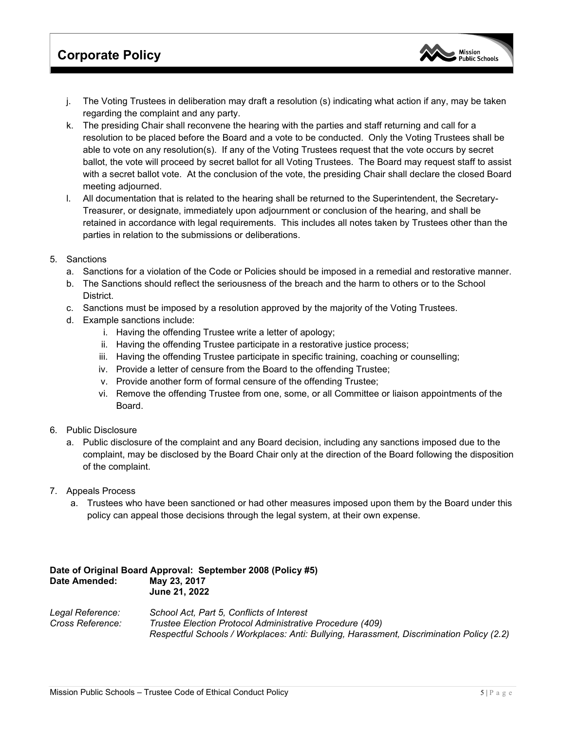j. The Voting Trustees in deliberation may draft a resolution (s) indicating what action if any, may be taken regarding the complaint and any party.

k. The presiding Chair shall reconvene the hearing with the parties and staff returning and call for a resolution to be placed before the Board and a vote to be conducted. Only the Voting Trustees shall be able to vote on any resolution(s). If any of the Voting Trustees request that the vote occurs by secret ballot, the vote will proceed by secret ballot for all Voting Trustees. The Board may request staff to assist with a secret ballot vote. At the conclusion of the vote, the presiding Chair shall declare the closed Board meeting adjourned.

l. All documentation that is related to the hearing shall be returned to the Superintendent, the Secretary-Treasurer, or designate, immediately upon adjournment or conclusion of the hearing, and shall be retained in accordance with legal requirements. This includes all notes taken by Trustees other than the parties in relation to the submissions or deliberations.

5. Sanctions
   a. Sanctions for a violation of the Code or Policies should be imposed in a remedial and restorative manner.
   b. The Sanctions should reflect the seriousness of the breach and the harm to others or to the School District.
   c. Sanctions must be imposed by a resolution approved by the majority of the Voting Trustees.
   d. Example sanctions include:
      i. Having the offending Trustee write a letter of apology;
      ii. Having the offending Trustee participate in a restorative justice process;
      iii. Having the offending Trustee participate in specific training, coaching or counselling;
      iv. Provide a letter of censure from the Board to the offending Trustee;
      v. Provide another form of formal censure of the offending Trustee;
      vi. Remove the offending Trustee from one, some, or all Committee or liaison appointments of the Board.

6. Public Disclosure
   a. Public disclosure of the complaint and any Board decision, including any sanctions imposed due to the complaint, may be disclosed by the Board Chair only at the direction of the Board following the disposition of the complaint.

7. Appeals Process
   a. Trustees who have been sanctioned or had other measures imposed upon them by the Board under this policy can appeal those decisions through the legal system, at their own expense.

**Date of Original Board Approval: September 2008 (Policy #5)**
**Date Amended: May 23, 2017**
**June 21, 2022**

*Legal Reference: School Act, Part 5, Conflicts of Interest*
*Cross Reference: Trustee Election Protocol Administrative Procedure (409)*
*Respectful Schools / Workplaces: Anti: Bullying, Harassment, Discrimination Policy (2.2)*